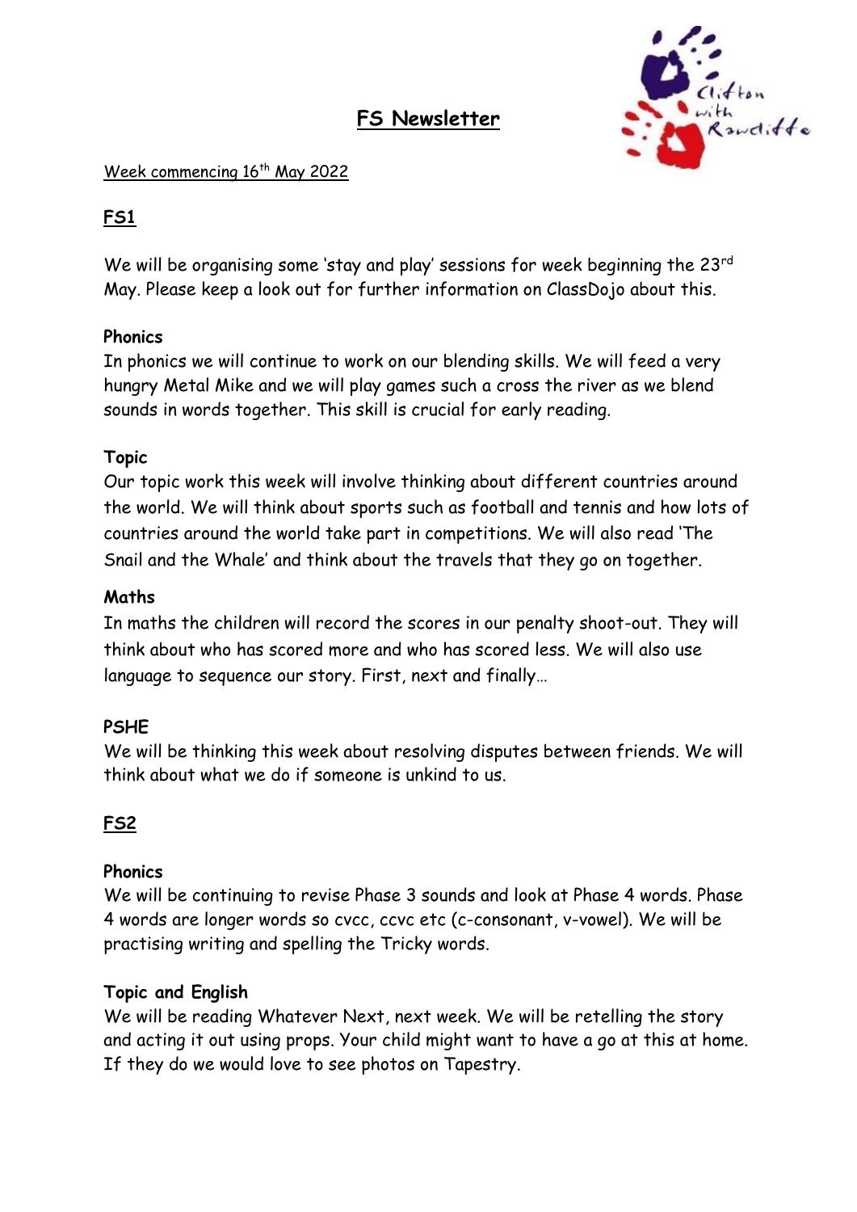# FS Newsletter

Week commencing 16th May 2022

## FS1

We will be organising some 'stay and play' sessions for week beginning the 23rd May. Please keep a look out for further information on ClassDojo about this.

### Phonics

In phonics we will continue to work on our blending skills. We will feed a very hungry Metal Mike and we will play games such a cross the river as we blend sounds in words together. This skill is crucial for early reading.

### Topic

Our topic work this week will involve thinking about different countries around the world. We will think about sports such as football and tennis and how lots of countries around the world take part in competitions. We will also read 'The Snail and the Whale' and think about the travels that they go on together.

### Maths

In maths the children will record the scores in our penalty shoot-out. They will think about who has scored more and who has scored less. We will also use language to sequence our story. First, next and finally…

### PSHE

We will be thinking this week about resolving disputes between friends. We will think about what we do if someone is unkind to us.

## FS2

### Phonics

We will be continuing to revise Phase 3 sounds and look at Phase 4 words. Phase 4 words are longer words so cvcc, ccvc etc (c-consonant, v-vowel). We will be practising writing and spelling the Tricky words.

### Topic and English

We will be reading Whatever Next, next week. We will be retelling the story and acting it out using props. Your child might want to have a go at this at home. If they do we would love to see photos on Tapestry.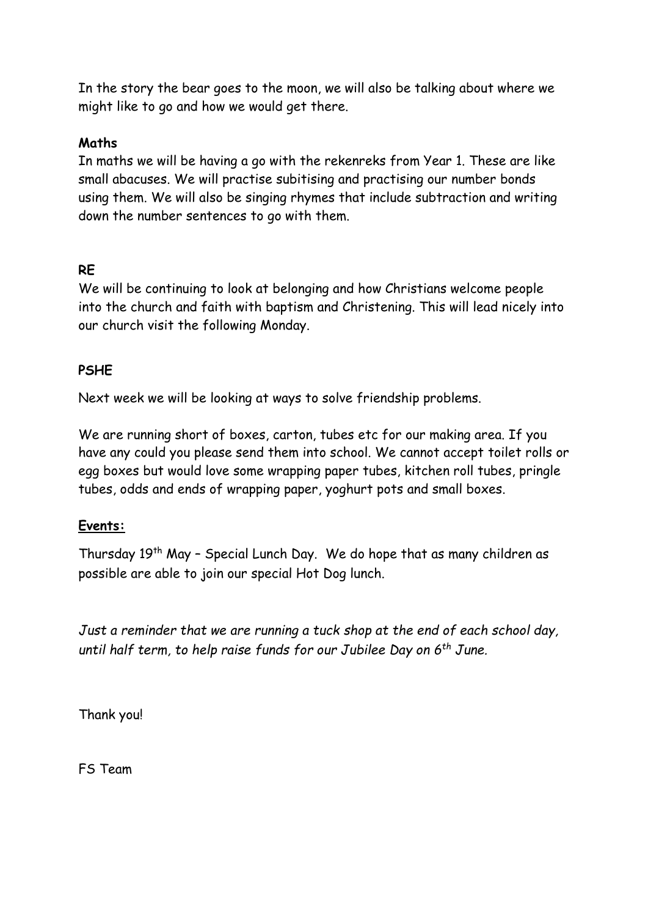In the story the bear goes to the moon, we will also be talking about where we might like to go and how we would get there.

**Maths**

In maths we will be having a go with the rekenreks from Year 1. These are like small abacuses. We will practise subitising and practising our number bonds using them. We will also be singing rhymes that include subtraction and writing down the number sentences to go with them.

**RE**

We will be continuing to look at belonging and how Christians welcome people into the church and faith with baptism and Christening. This will lead nicely into our church visit the following Monday.

**PSHE**

Next week we will be looking at ways to solve friendship problems.

We are running short of boxes, carton, tubes etc for our making area. If you have any could you please send them into school. We cannot accept toilet rolls or egg boxes but would love some wrapping paper tubes, kitchen roll tubes, pringle tubes, odds and ends of wrapping paper, yoghurt pots and small boxes.

**Events:**

Thursday 19th May – Special Lunch Day. We do hope that as many children as possible are able to join our special Hot Dog lunch.

*Just a reminder that we are running a tuck shop at the end of each school day, until half term, to help raise funds for our Jubilee Day on 6th June.*

Thank you!

FS Team